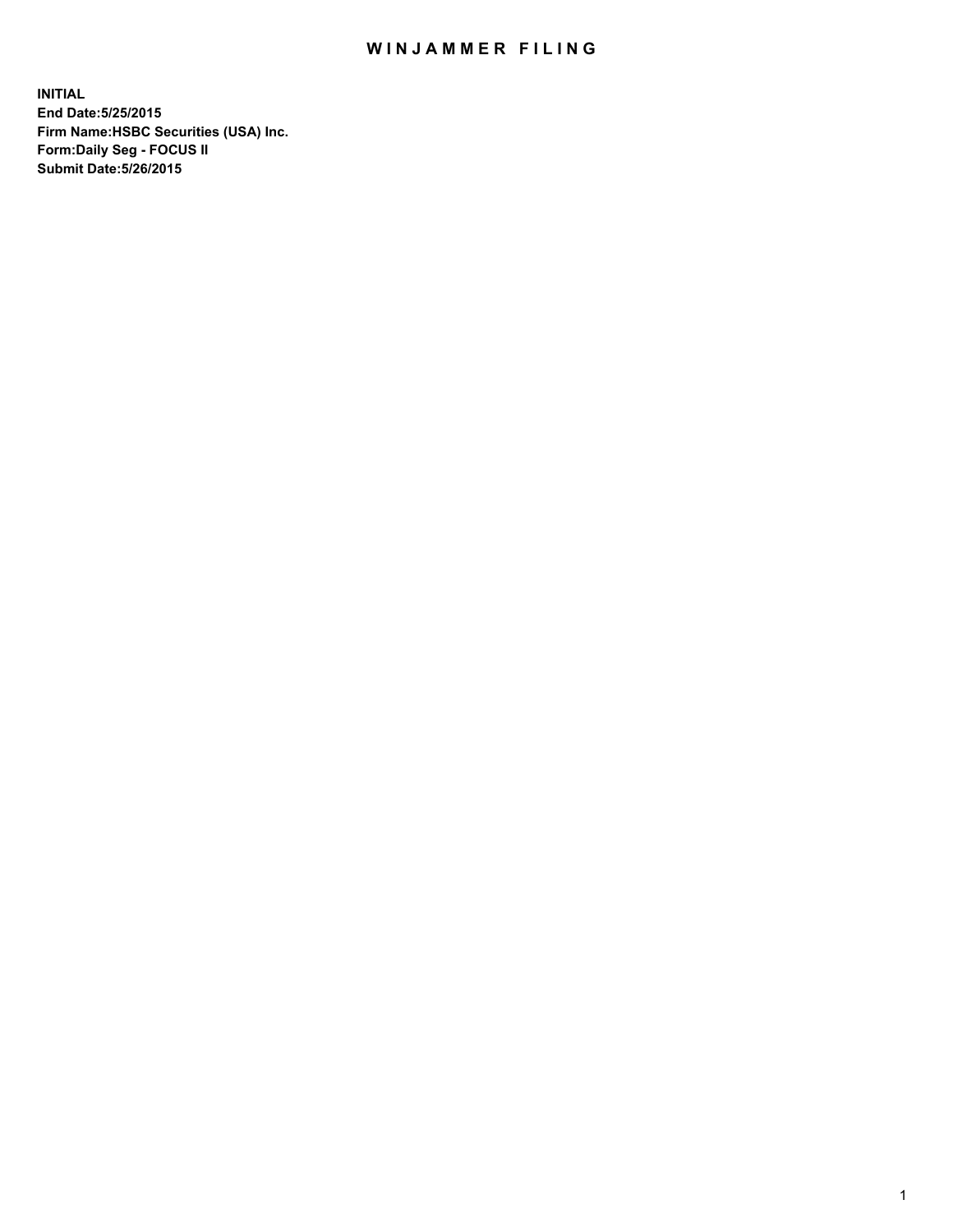# WINJAMMER FILING

**INITIAL**
**End Date:5/25/2015**
**Firm Name:HSBC Securities (USA) Inc.**
**Form:Daily Seg - FOCUS II**
**Submit Date:5/26/2015**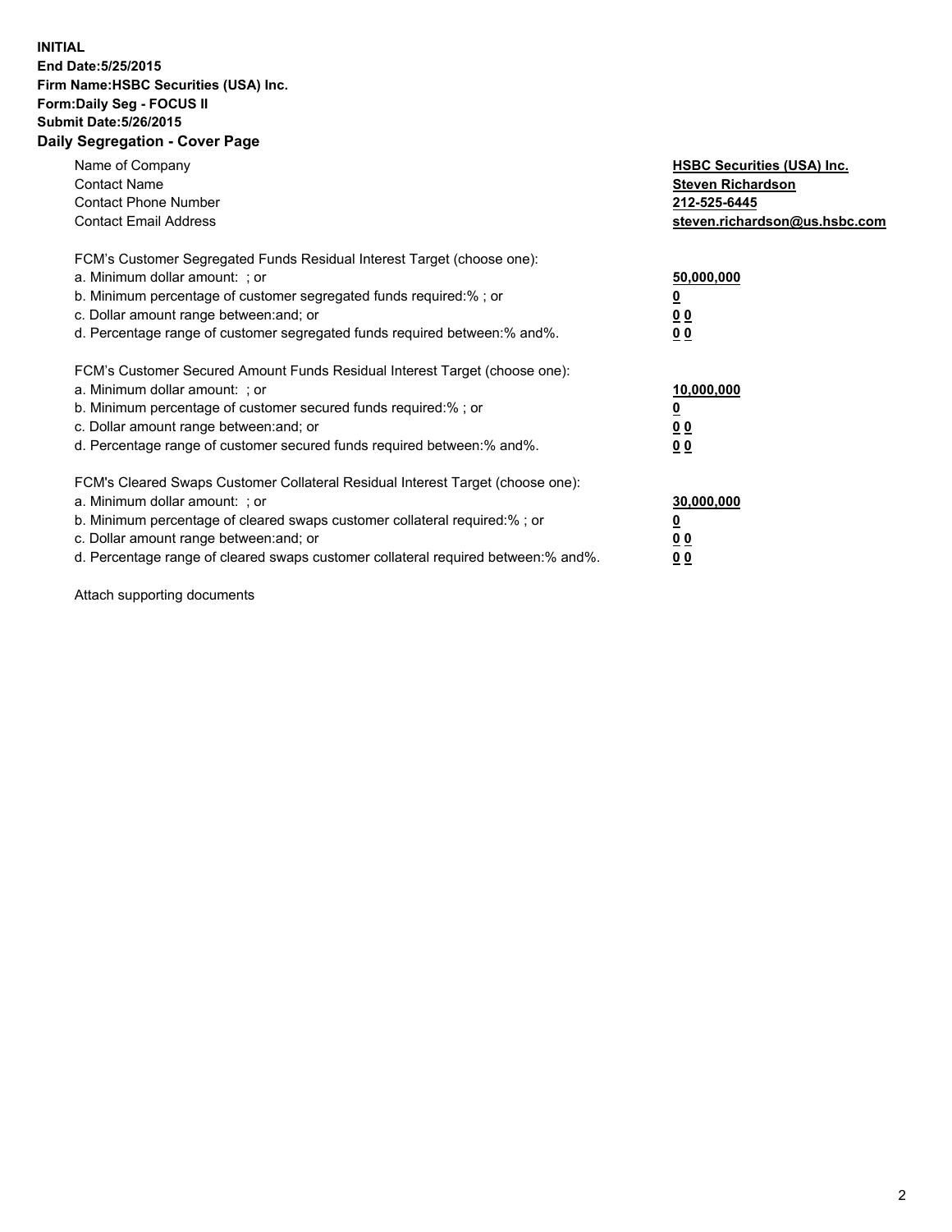**INITIAL**
**End Date:5/25/2015**
**Firm Name:HSBC Securities (USA) Inc.**
**Form:Daily Seg - FOCUS II**
**Submit Date:5/26/2015**

## Daily Segregation - Cover Page

| | |
|---|---|
| Name of Company | **HSBC Securities (USA) Inc.** |
| Contact Name | **Steven Richardson** |
| Contact Phone Number | **212-525-6445** |
| Contact Email Address | **steven.richardson@us.hsbc.com** |

| | |
|---|---|
| FCM's Customer Segregated Funds Residual Interest Target (choose one): | |
| a. Minimum dollar amount: ; or | **50,000,000** |
| b. Minimum percentage of customer segregated funds required:% ; or | **0** |
| c. Dollar amount range between:and; or | **0 0** |
| d. Percentage range of customer segregated funds required between:% and%. | **0 0** |

| | |
|---|---|
| FCM's Customer Secured Amount Funds Residual Interest Target (choose one): | |
| a. Minimum dollar amount: ; or | **10,000,000** |
| b. Minimum percentage of customer secured funds required:% ; or | **0** |
| c. Dollar amount range between:and; or | **0 0** |
| d. Percentage range of customer secured funds required between:% and%. | **0 0** |

| | |
|---|---|
| FCM's Cleared Swaps Customer Collateral Residual Interest Target (choose one): | |
| a. Minimum dollar amount: ; or | **30,000,000** |
| b. Minimum percentage of cleared swaps customer collateral required:% ; or | **0** |
| c. Dollar amount range between:and; or | **0 0** |
| d. Percentage range of cleared swaps customer collateral required between:% and%. | **0 0** |

Attach supporting documents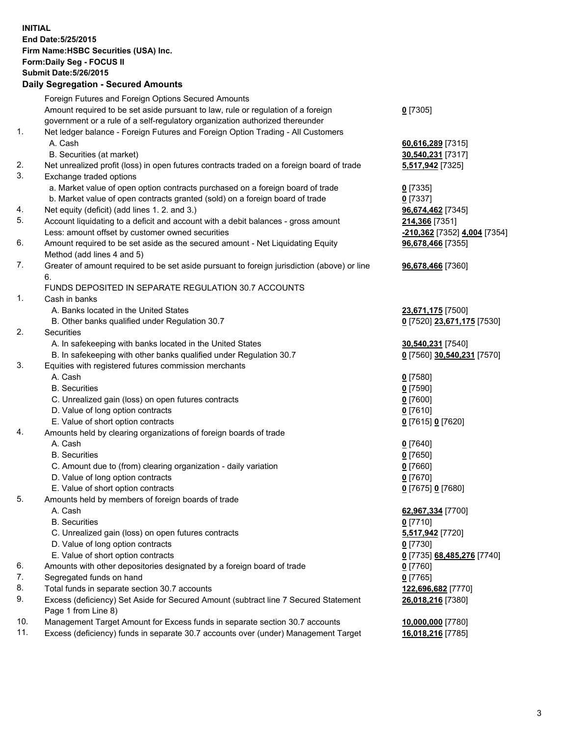**INITIAL**
**End Date:5/25/2015**
**Firm Name:HSBC Securities (USA) Inc.**
**Form:Daily Seg - FOCUS II**
**Submit Date:5/26/2015**

### Daily Segregation - Secured Amounts

| | | |
|---|---|---|
| | Foreign Futures and Foreign Options Secured Amounts | |
| | Amount required to be set aside pursuant to law, rule or regulation of a foreign government or a rule of a self-regulatory organization authorized thereunder | **0** [7305] |
| 1. | Net ledger balance - Foreign Futures and Foreign Option Trading - All Customers | |
| | A. Cash | **60,616,289** [7315] |
| | B. Securities (at market) | **30,540,231** [7317] |
| 2. | Net unrealized profit (loss) in open futures contracts traded on a foreign board of trade | **5,517,942** [7325] |
| 3. | Exchange traded options | |
| | a. Market value of open option contracts purchased on a foreign board of trade | **0** [7335] |
| | b. Market value of open contracts granted (sold) on a foreign board of trade | **0** [7337] |
| 4. | Net equity (deficit) (add lines 1. 2. and 3.) | **96,674,462** [7345] |
| 5. | Account liquidating to a deficit and account with a debit balances - gross amount | **214,366** [7351] |
| | Less: amount offset by customer owned securities | **-210,362** [7352] **4,004** [7354] |
| 6. | Amount required to be set aside as the secured amount - Net Liquidating Equity Method (add lines 4 and 5) | **96,678,466** [7355] |
| 7. | Greater of amount required to be set aside pursuant to foreign jurisdiction (above) or line 6. | **96,678,466** [7360] |
| | FUNDS DEPOSITED IN SEPARATE REGULATION 30.7 ACCOUNTS | |
| 1. | Cash in banks | |
| | A. Banks located in the United States | **23,671,175** [7500] |
| | B. Other banks qualified under Regulation 30.7 | **0** [7520] **23,671,175** [7530] |
| 2. | Securities | |
| | A. In safekeeping with banks located in the United States | **30,540,231** [7540] |
| | B. In safekeeping with other banks qualified under Regulation 30.7 | **0** [7560] **30,540,231** [7570] |
| 3. | Equities with registered futures commission merchants | |
| | A. Cash | **0** [7580] |
| | B. Securities | **0** [7590] |
| | C. Unrealized gain (loss) on open futures contracts | **0** [7600] |
| | D. Value of long option contracts | **0** [7610] |
| | E. Value of short option contracts | **0** [7615] **0** [7620] |
| 4. | Amounts held by clearing organizations of foreign boards of trade | |
| | A. Cash | **0** [7640] |
| | B. Securities | **0** [7650] |
| | C. Amount due to (from) clearing organization - daily variation | **0** [7660] |
| | D. Value of long option contracts | **0** [7670] |
| | E. Value of short option contracts | **0** [7675] **0** [7680] |
| 5. | Amounts held by members of foreign boards of trade | |
| | A. Cash | **62,967,334** [7700] |
| | B. Securities | **0** [7710] |
| | C. Unrealized gain (loss) on open futures contracts | **5,517,942** [7720] |
| | D. Value of long option contracts | **0** [7730] |
| | E. Value of short option contracts | **0** [7735] **68,485,276** [7740] |
| 6. | Amounts with other depositories designated by a foreign board of trade | **0** [7760] |
| 7. | Segregated funds on hand | **0** [7765] |
| 8. | Total funds in separate section 30.7 accounts | **122,696,682** [7770] |
| 9. | Excess (deficiency) Set Aside for Secured Amount (subtract line 7 Secured Statement Page 1 from Line 8) | **26,018,216** [7380] |
| 10. | Management Target Amount for Excess funds in separate section 30.7 accounts | **10,000,000** [7780] |
| 11. | Excess (deficiency) funds in separate 30.7 accounts over (under) Management Target | **16,018,216** [7785] |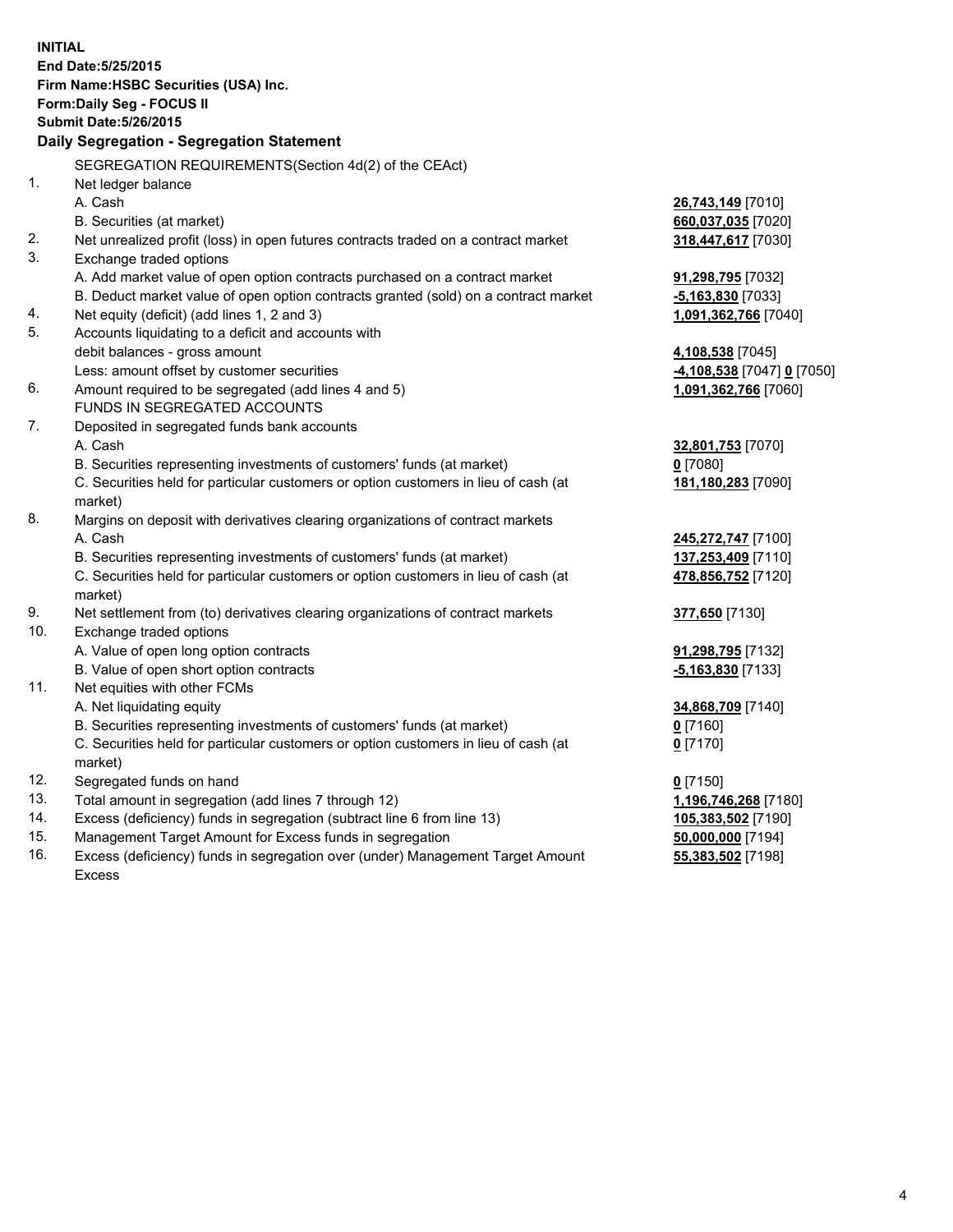**INITIAL**
**End Date:5/25/2015**
**Firm Name:HSBC Securities (USA) Inc.**
**Form:Daily Seg - FOCUS II**
**Submit Date:5/26/2015**

### Daily Segregation - Segregation Statement

SEGREGATION REQUIREMENTS(Section 4d(2) of the CEAct)

| | | |
|---|---|---|
| 1. | Net ledger balance | |
| | A. Cash | **26,743,149** [7010] |
| | B. Securities (at market) | **660,037,035** [7020] |
| 2. | Net unrealized profit (loss) in open futures contracts traded on a contract market | **318,447,617** [7030] |
| 3. | Exchange traded options | |
| | A. Add market value of open option contracts purchased on a contract market | **91,298,795** [7032] |
| | B. Deduct market value of open option contracts granted (sold) on a contract market | **-5,163,830** [7033] |
| 4. | Net equity (deficit) (add lines 1, 2 and 3) | **1,091,362,766** [7040] |
| 5. | Accounts liquidating to a deficit and accounts with | |
| | debit balances - gross amount | **4,108,538** [7045] |
| | Less: amount offset by customer securities | **-4,108,538** [7047] **0** [7050] |
| 6. | Amount required to be segregated (add lines 4 and 5) | **1,091,362,766** [7060] |
| | FUNDS IN SEGREGATED ACCOUNTS | |
| 7. | Deposited in segregated funds bank accounts | |
| | A. Cash | **32,801,753** [7070] |
| | B. Securities representing investments of customers' funds (at market) | **0** [7080] |
| | C. Securities held for particular customers or option customers in lieu of cash (at market) | **181,180,283** [7090] |
| 8. | Margins on deposit with derivatives clearing organizations of contract markets | |
| | A. Cash | **245,272,747** [7100] |
| | B. Securities representing investments of customers' funds (at market) | **137,253,409** [7110] |
| | C. Securities held for particular customers or option customers in lieu of cash (at market) | **478,856,752** [7120] |
| 9. | Net settlement from (to) derivatives clearing organizations of contract markets | **377,650** [7130] |
| 10. | Exchange traded options | |
| | A. Value of open long option contracts | **91,298,795** [7132] |
| | B. Value of open short option contracts | **-5,163,830** [7133] |
| 11. | Net equities with other FCMs | |
| | A. Net liquidating equity | **34,868,709** [7140] |
| | B. Securities representing investments of customers' funds (at market) | **0** [7160] |
| | C. Securities held for particular customers or option customers in lieu of cash (at market) | **0** [7170] |
| 12. | Segregated funds on hand | **0** [7150] |
| 13. | Total amount in segregation (add lines 7 through 12) | **1,196,746,268** [7180] |
| 14. | Excess (deficiency) funds in segregation (subtract line 6 from line 13) | **105,383,502** [7190] |
| 15. | Management Target Amount for Excess funds in segregation | **50,000,000** [7194] |
| 16. | Excess (deficiency) funds in segregation over (under) Management Target Amount Excess | **55,383,502** [7198] |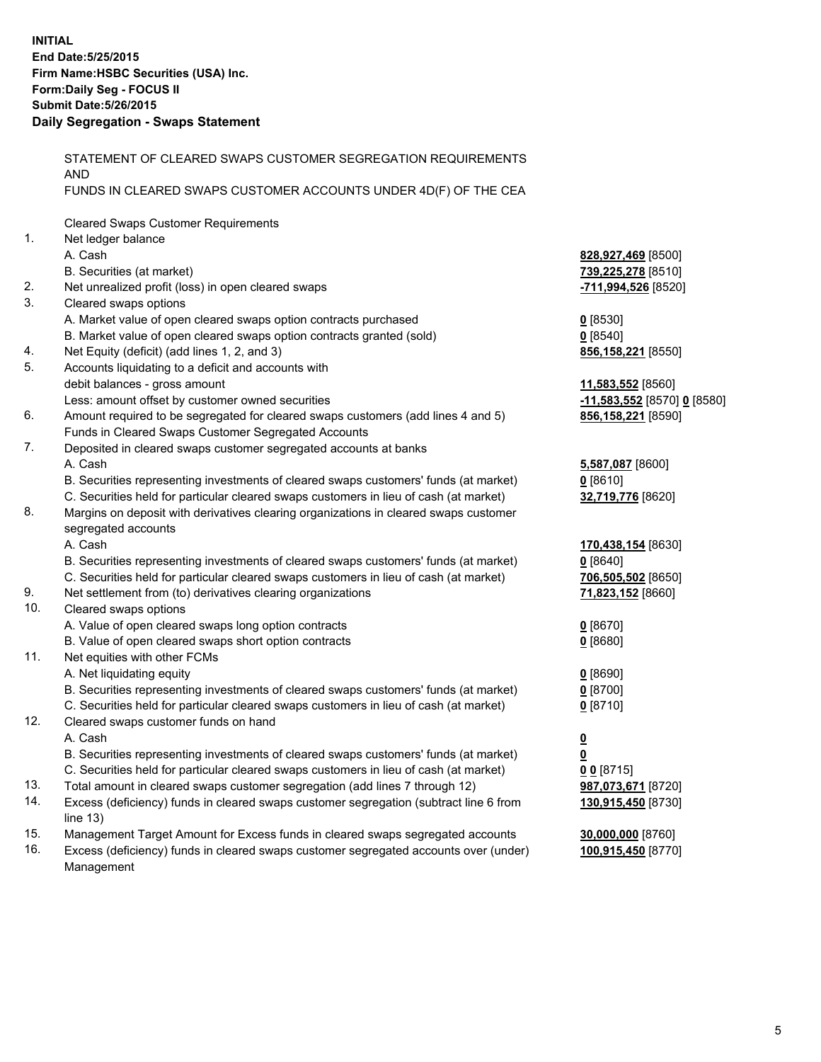**INITIAL**
**End Date:5/25/2015**
**Firm Name:HSBC Securities (USA) Inc.**
**Form:Daily Seg - FOCUS II**
**Submit Date:5/26/2015**
**Daily Segregation - Swaps Statement**

STATEMENT OF CLEARED SWAPS CUSTOMER SEGREGATION REQUIREMENTS AND FUNDS IN CLEARED SWAPS CUSTOMER ACCOUNTS UNDER 4D(F) OF THE CEA

| | | |
|---|---|---|
| | Cleared Swaps Customer Requirements | |
| 1. | Net ledger balance | |
| | A. Cash | **828,927,469** [8500] |
| | B. Securities (at market) | **739,225,278** [8510] |
| 2. | Net unrealized profit (loss) in open cleared swaps | **-711,994,526** [8520] |
| 3. | Cleared swaps options | |
| | A. Market value of open cleared swaps option contracts purchased | **0** [8530] |
| | B. Market value of open cleared swaps option contracts granted (sold) | **0** [8540] |
| 4. | Net Equity (deficit) (add lines 1, 2, and 3) | **856,158,221** [8550] |
| 5. | Accounts liquidating to a deficit and accounts with debit balances - gross amount | **11,583,552** [8560] |
| | Less: amount offset by customer owned securities | **-11,583,552** [8570] **0** [8580] |
| 6. | Amount required to be segregated for cleared swaps customers (add lines 4 and 5) | **856,158,221** [8590] |
| | Funds in Cleared Swaps Customer Segregated Accounts | |
| 7. | Deposited in cleared swaps customer segregated accounts at banks | |
| | A. Cash | **5,587,087** [8600] |
| | B. Securities representing investments of cleared swaps customers' funds (at market) | **0** [8610] |
| | C. Securities held for particular cleared swaps customers in lieu of cash (at market) | **32,719,776** [8620] |
| 8. | Margins on deposit with derivatives clearing organizations in cleared swaps customer segregated accounts | |
| | A. Cash | **170,438,154** [8630] |
| | B. Securities representing investments of cleared swaps customers' funds (at market) | **0** [8640] |
| | C. Securities held for particular cleared swaps customers in lieu of cash (at market) | **706,505,502** [8650] |
| 9. | Net settlement from (to) derivatives clearing organizations | **71,823,152** [8660] |
| 10. | Cleared swaps options | |
| | A. Value of open cleared swaps long option contracts | **0** [8670] |
| | B. Value of open cleared swaps short option contracts | **0** [8680] |
| 11. | Net equities with other FCMs | |
| | A. Net liquidating equity | **0** [8690] |
| | B. Securities representing investments of cleared swaps customers' funds (at market) | **0** [8700] |
| | C. Securities held for particular cleared swaps customers in lieu of cash (at market) | **0** [8710] |
| 12. | Cleared swaps customer funds on hand | |
| | A. Cash | **0** |
| | B. Securities representing investments of cleared swaps customers' funds (at market) | **0** |
| | C. Securities held for particular cleared swaps customers in lieu of cash (at market) | **0** **0** [8715] |
| 13. | Total amount in cleared swaps customer segregation (add lines 7 through 12) | **987,073,671** [8720] |
| 14. | Excess (deficiency) funds in cleared swaps customer segregation (subtract line 6 from line 13) | **130,915,450** [8730] |
| 15. | Management Target Amount for Excess funds in cleared swaps segregated accounts | **30,000,000** [8760] |
| 16. | Excess (deficiency) funds in cleared swaps customer segregated accounts over (under) Management | **100,915,450** [8770] |